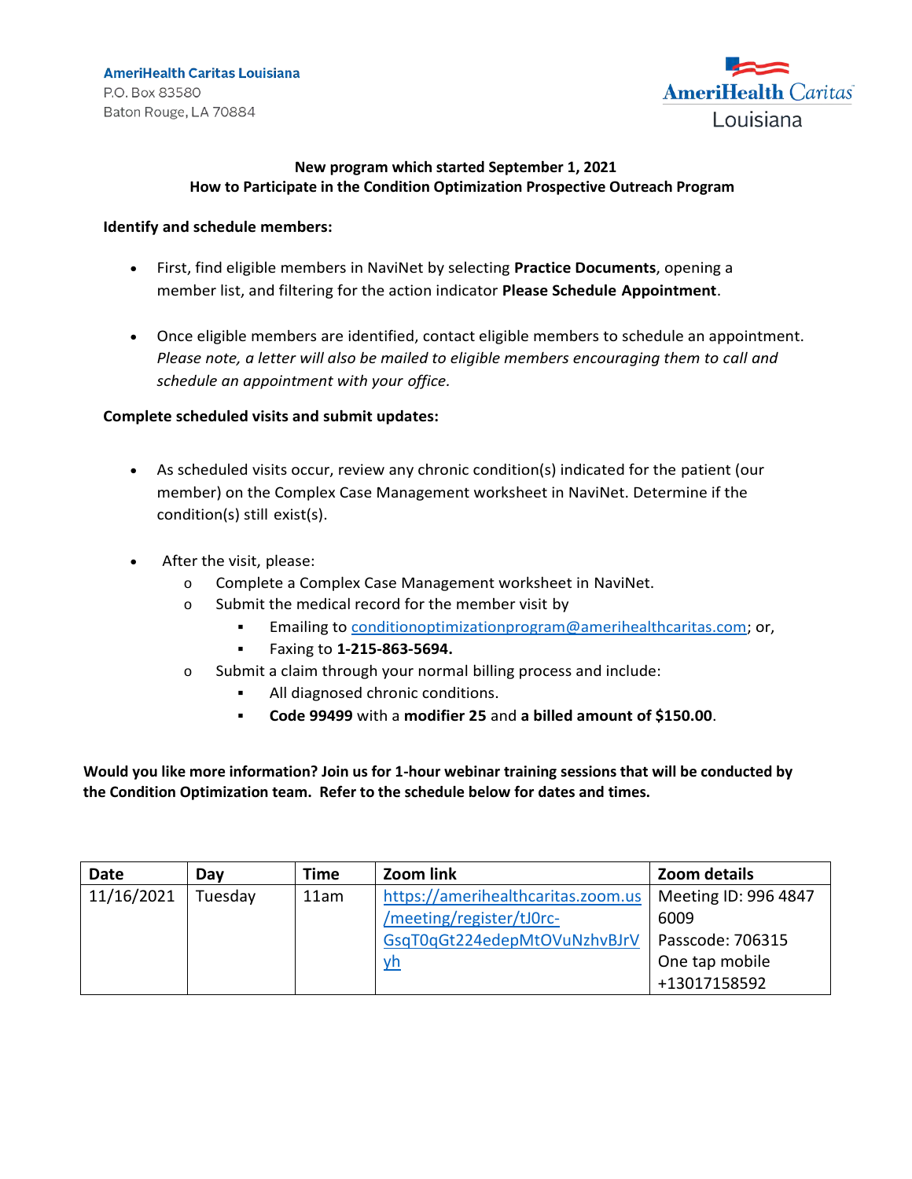**AmeriHealth Caritas Louisiana**
P.O. Box 83580
Baton Rouge, LA 70884

AmeriHealth Caritas Louisiana

**New program which started September 1, 2021**
**How to Participate in the Condition Optimization Prospective Outreach Program**

**Identify and schedule members:**

- First, find eligible members in NaviNet by selecting **Practice Documents**, opening a member list, and filtering for the action indicator **Please Schedule Appointment**.
- Once eligible members are identified, contact eligible members to schedule an appointment. *Please note, a letter will also be mailed to eligible members encouraging them to call and schedule an appointment with your office.*

**Complete scheduled visits and submit updates:**

- As scheduled visits occur, review any chronic condition(s) indicated for the patient (our member) on the Complex Case Management worksheet in NaviNet. Determine if the condition(s) still exist(s).
- After the visit, please:
  - Complete a Complex Case Management worksheet in NaviNet.
  - Submit the medical record for the member visit by
    - Emailing to conditionoptimizationprogram@amerihealthcaritas.com; or,
    - Faxing to **1-215-863-5694.**
  - Submit a claim through your normal billing process and include:
    - All diagnosed chronic conditions.
    - **Code 99499** with a **modifier 25** and **a billed amount of $150.00**.

**Would you like more information? Join us for 1-hour webinar training sessions that will be conducted by the Condition Optimization team. Refer to the schedule below for dates and times.**

| Date | Day | Time | Zoom link | Zoom details |
|---|---|---|---|---|
| 11/16/2021 | Tuesday | 11am | https://amerihealthcaritas.zoom.us/meeting/register/tJ0rc-GsqT0qGt224edepMtOVuNzhvBJrVyh | Meeting ID: 996 4847 6009 Passcode: 706315 One tap mobile +13017158592 |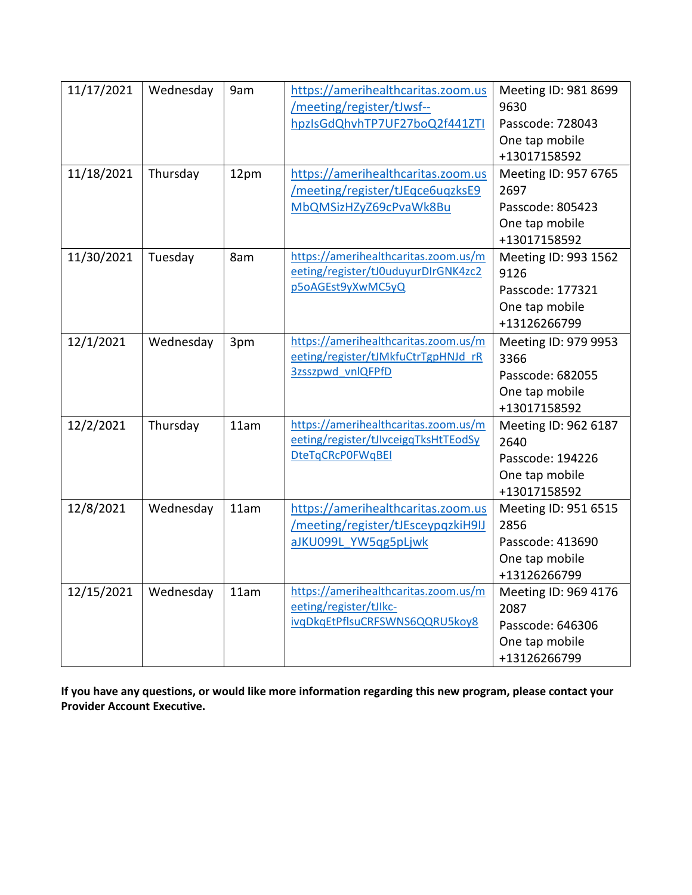| | | | | |
|---|---|---|---|---|
| 11/17/2021 | Wednesday | 9am | https://amerihealthcaritas.zoom.us/meeting/register/tJwsf--hpzIsGdQhvhTP7UF27boQ2f441ZTI | Meeting ID: 981 8699 9630 Passcode: 728043 One tap mobile +13017158592 |
| 11/18/2021 | Thursday | 12pm | https://amerihealthcaritas.zoom.us/meeting/register/tJEqce6uqzksE9MbQMSizHZyZ69cPvaWk8Bu | Meeting ID: 957 6765 2697 Passcode: 805423 One tap mobile +13017158592 |
| 11/30/2021 | Tuesday | 8am | https://amerihealthcaritas.zoom.us/meeting/register/tJ0uduyurDIrGNK4zc2p5oAGEst9yXwMC5yQ | Meeting ID: 993 1562 9126 Passcode: 177321 One tap mobile +13126266799 |
| 12/1/2021 | Wednesday | 3pm | https://amerihealthcaritas.zoom.us/meeting/register/tJMkfuCtrTgpHNJd_rR3zsszpwd_vnlQFPfD | Meeting ID: 979 9953 3366 Passcode: 682055 One tap mobile +13017158592 |
| 12/2/2021 | Thursday | 11am | https://amerihealthcaritas.zoom.us/meeting/register/tJIvceigqTksHTEodSyDteTqCRcP0FWqBEI | Meeting ID: 962 6187 2640 Passcode: 194226 One tap mobile +13017158592 |
| 12/8/2021 | Wednesday | 11am | https://amerihealthcaritas.zoom.us/meeting/register/tJEsceypqzkiH9IJaJKU099L_YW5qg5pLjwk | Meeting ID: 951 6515 2856 Passcode: 413690 One tap mobile +13126266799 |
| 12/15/2021 | Wednesday | 11am | https://amerihealthcaritas.zoom.us/meeting/register/tJIkc-ivqDkqEtPflsuCRFSWNS6QQRU5koy8 | Meeting ID: 969 4176 2087 Passcode: 646306 One tap mobile +13126266799 |

**If you have any questions, or would like more information regarding this new program, please contact your Provider Account Executive.**